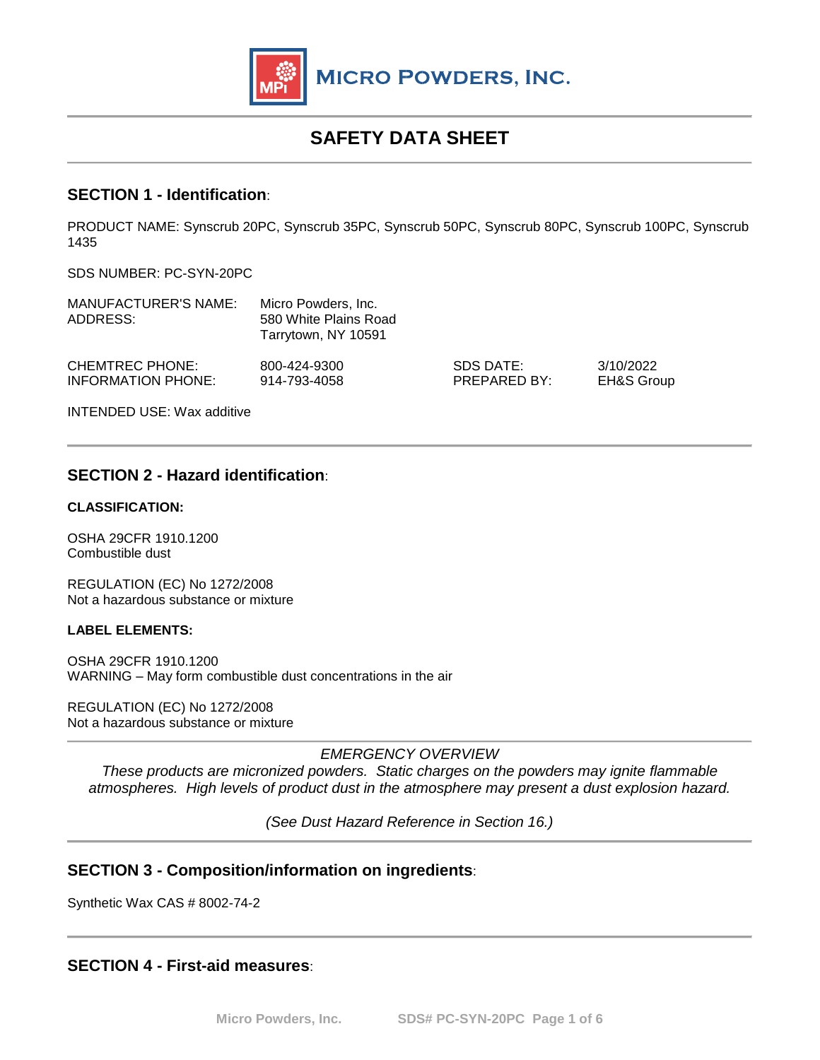MICRO POWDERS, INC.

# SAFETY DATA SHEET

## SECTION 1 - Identification:

PRODUCT NAME: Synscrub 20PC, Synscrub 35PC, Synscrub 50PC, Synscrub 80PC, Synscrub 100PC, Synscrub 1435

SDS NUMBER: PC-SYN-20PC

| | |
|---|---|
| MANUFACTURER'S NAME: | Micro Powders, Inc. |
| ADDRESS: | 580 White Plains Road<br>Tarrytown, NY 10591 |

| | | | |
|---|---|---|---|
| CHEMTREC PHONE: | 800-424-9300 | SDS DATE: | 3/10/2022 |
| INFORMATION PHONE: | 914-793-4058 | PREPARED BY: | EH&S Group |

INTENDED USE: Wax additive

## SECTION 2 - Hazard identification:

**CLASSIFICATION:**

OSHA 29CFR 1910.1200
Combustible dust

REGULATION (EC) No 1272/2008
Not a hazardous substance or mixture

**LABEL ELEMENTS:**

OSHA 29CFR 1910.1200
WARNING – May form combustible dust concentrations in the air

REGULATION (EC) No 1272/2008
Not a hazardous substance or mixture

*EMERGENCY OVERVIEW*

*These products are micronized powders. Static charges on the powders may ignite flammable atmospheres. High levels of product dust in the atmosphere may present a dust explosion hazard.*

*(See Dust Hazard Reference in Section 16.)*

## SECTION 3 - Composition/information on ingredients:

Synthetic Wax CAS # 8002-74-2

## SECTION 4 - First-aid measures: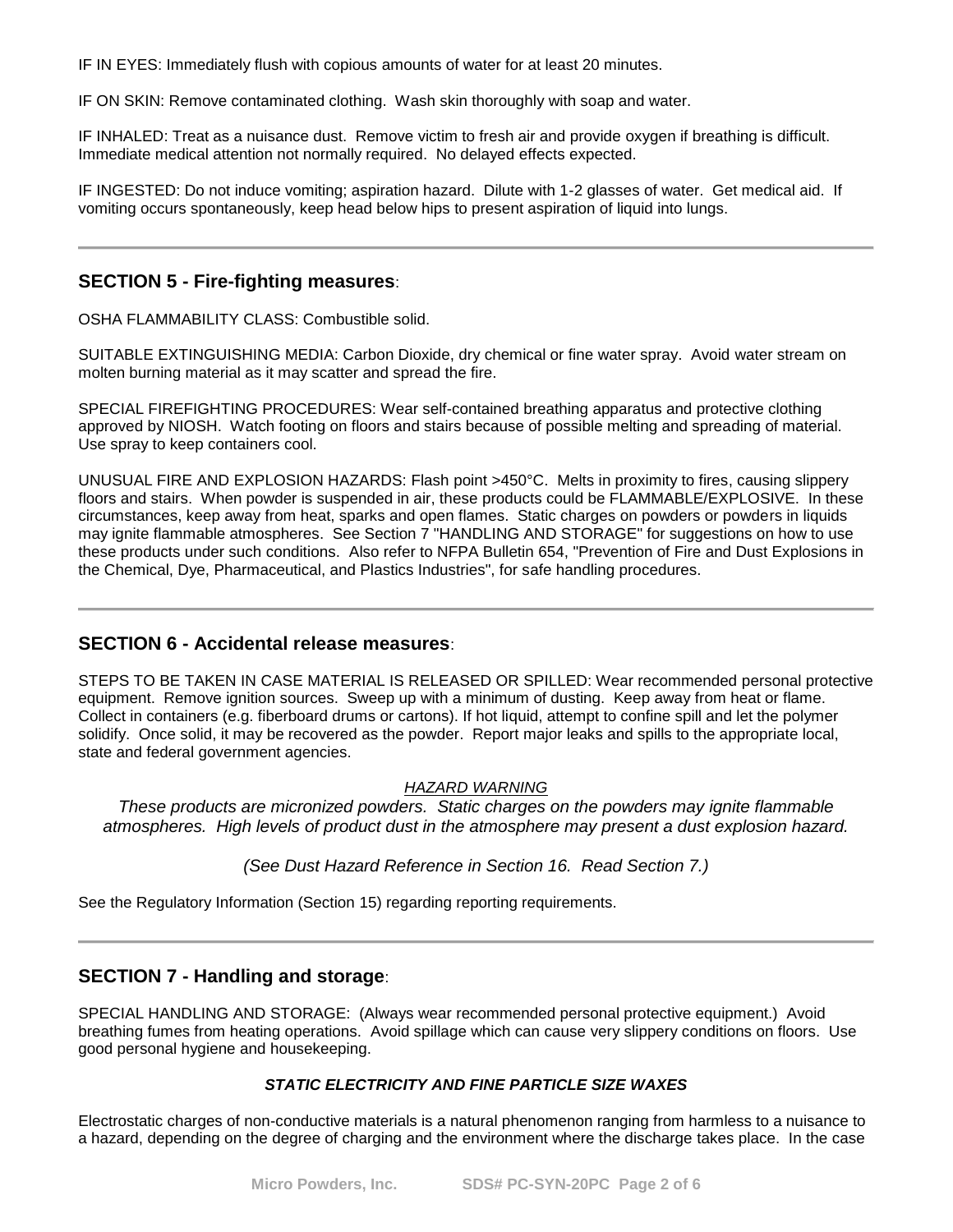IF IN EYES: Immediately flush with copious amounts of water for at least 20 minutes.

IF ON SKIN: Remove contaminated clothing. Wash skin thoroughly with soap and water.

IF INHALED: Treat as a nuisance dust. Remove victim to fresh air and provide oxygen if breathing is difficult. Immediate medical attention not normally required. No delayed effects expected.

IF INGESTED: Do not induce vomiting; aspiration hazard. Dilute with 1-2 glasses of water. Get medical aid. If vomiting occurs spontaneously, keep head below hips to present aspiration of liquid into lungs.

---

## SECTION 5 - Fire-fighting measures:

OSHA FLAMMABILITY CLASS: Combustible solid.

SUITABLE EXTINGUISHING MEDIA: Carbon Dioxide, dry chemical or fine water spray. Avoid water stream on molten burning material as it may scatter and spread the fire.

SPECIAL FIREFIGHTING PROCEDURES: Wear self-contained breathing apparatus and protective clothing approved by NIOSH. Watch footing on floors and stairs because of possible melting and spreading of material. Use spray to keep containers cool.

UNUSUAL FIRE AND EXPLOSION HAZARDS: Flash point >450°C. Melts in proximity to fires, causing slippery floors and stairs. When powder is suspended in air, these products could be FLAMMABLE/EXPLOSIVE. In these circumstances, keep away from heat, sparks and open flames. Static charges on powders or powders in liquids may ignite flammable atmospheres. See Section 7 "HANDLING AND STORAGE" for suggestions on how to use these products under such conditions. Also refer to NFPA Bulletin 654, "Prevention of Fire and Dust Explosions in the Chemical, Dye, Pharmaceutical, and Plastics Industries", for safe handling procedures.

---

## SECTION 6 - Accidental release measures:

STEPS TO BE TAKEN IN CASE MATERIAL IS RELEASED OR SPILLED: Wear recommended personal protective equipment. Remove ignition sources. Sweep up with a minimum of dusting. Keep away from heat or flame. Collect in containers (e.g. fiberboard drums or cartons). If hot liquid, attempt to confine spill and let the polymer solidify. Once solid, it may be recovered as the powder. Report major leaks and spills to the appropriate local, state and federal government agencies.

*HAZARD WARNING*

*These products are micronized powders. Static charges on the powders may ignite flammable atmospheres. High levels of product dust in the atmosphere may present a dust explosion hazard.*

*(See Dust Hazard Reference in Section 16. Read Section 7.)*

See the Regulatory Information (Section 15) regarding reporting requirements.

---

## SECTION 7 - Handling and storage:

SPECIAL HANDLING AND STORAGE: (Always wear recommended personal protective equipment.) Avoid breathing fumes from heating operations. Avoid spillage which can cause very slippery conditions on floors. Use good personal hygiene and housekeeping.

***STATIC ELECTRICITY AND FINE PARTICLE SIZE WAXES***

Electrostatic charges of non-conductive materials is a natural phenomenon ranging from harmless to a nuisance to a hazard, depending on the degree of charging and the environment where the discharge takes place. In the case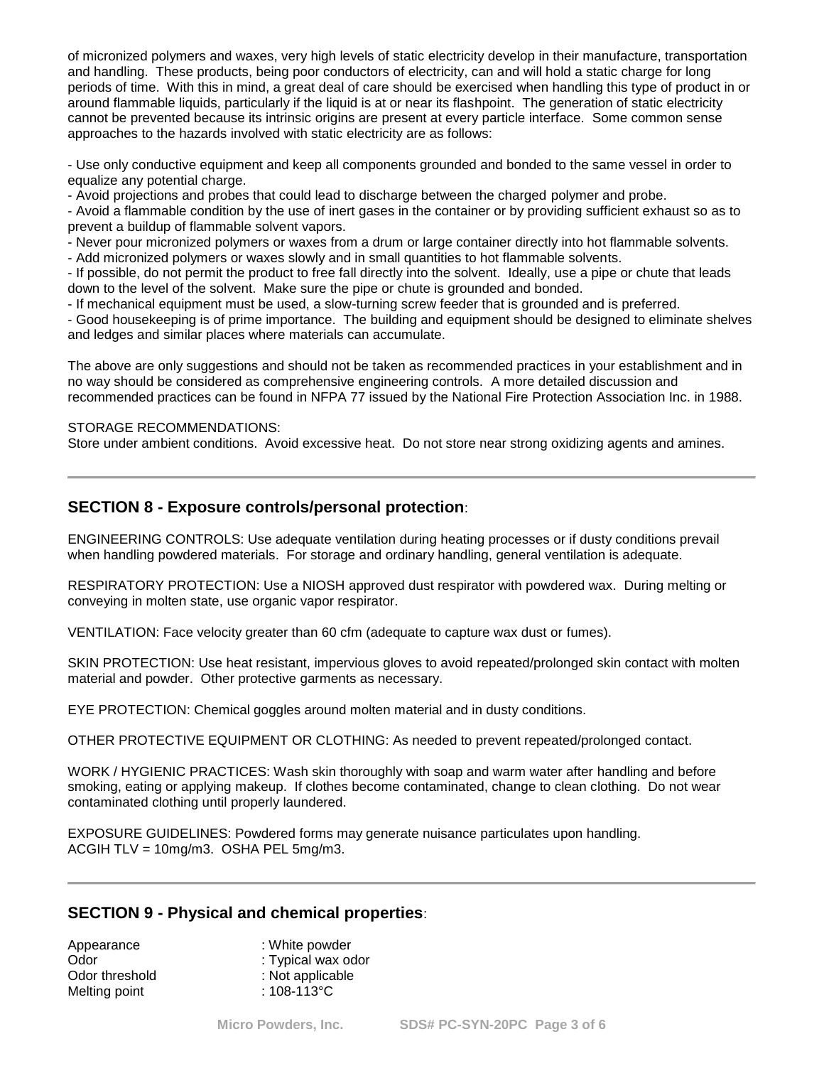of micronized polymers and waxes, very high levels of static electricity develop in their manufacture, transportation and handling. These products, being poor conductors of electricity, can and will hold a static charge for long periods of time. With this in mind, a great deal of care should be exercised when handling this type of product in or around flammable liquids, particularly if the liquid is at or near its flashpoint. The generation of static electricity cannot be prevented because its intrinsic origins are present at every particle interface. Some common sense approaches to the hazards involved with static electricity are as follows:

- Use only conductive equipment and keep all components grounded and bonded to the same vessel in order to equalize any potential charge.
- Avoid projections and probes that could lead to discharge between the charged polymer and probe.
- Avoid a flammable condition by the use of inert gases in the container or by providing sufficient exhaust so as to prevent a buildup of flammable solvent vapors.
- Never pour micronized polymers or waxes from a drum or large container directly into hot flammable solvents.
- Add micronized polymers or waxes slowly and in small quantities to hot flammable solvents.
- If possible, do not permit the product to free fall directly into the solvent. Ideally, use a pipe or chute that leads down to the level of the solvent. Make sure the pipe or chute is grounded and bonded.
- If mechanical equipment must be used, a slow-turning screw feeder that is grounded and is preferred.
- Good housekeeping is of prime importance. The building and equipment should be designed to eliminate shelves and ledges and similar places where materials can accumulate.

The above are only suggestions and should not be taken as recommended practices in your establishment and in no way should be considered as comprehensive engineering controls. A more detailed discussion and recommended practices can be found in NFPA 77 issued by the National Fire Protection Association Inc. in 1988.

STORAGE RECOMMENDATIONS:
Store under ambient conditions. Avoid excessive heat. Do not store near strong oxidizing agents and amines.

## SECTION 8 - Exposure controls/personal protection:

ENGINEERING CONTROLS: Use adequate ventilation during heating processes or if dusty conditions prevail when handling powdered materials. For storage and ordinary handling, general ventilation is adequate.

RESPIRATORY PROTECTION: Use a NIOSH approved dust respirator with powdered wax. During melting or conveying in molten state, use organic vapor respirator.

VENTILATION: Face velocity greater than 60 cfm (adequate to capture wax dust or fumes).

SKIN PROTECTION: Use heat resistant, impervious gloves to avoid repeated/prolonged skin contact with molten material and powder. Other protective garments as necessary.

EYE PROTECTION: Chemical goggles around molten material and in dusty conditions.

OTHER PROTECTIVE EQUIPMENT OR CLOTHING: As needed to prevent repeated/prolonged contact.

WORK / HYGIENIC PRACTICES: Wash skin thoroughly with soap and warm water after handling and before smoking, eating or applying makeup. If clothes become contaminated, change to clean clothing. Do not wear contaminated clothing until properly laundered.

EXPOSURE GUIDELINES: Powdered forms may generate nuisance particulates upon handling.
ACGIH TLV = 10mg/m3. OSHA PEL 5mg/m3.

## SECTION 9 - Physical and chemical properties:

| | |
|---|---|
| Appearance | : White powder |
| Odor | : Typical wax odor |
| Odor threshold | : Not applicable |
| Melting point | : 108-113°C |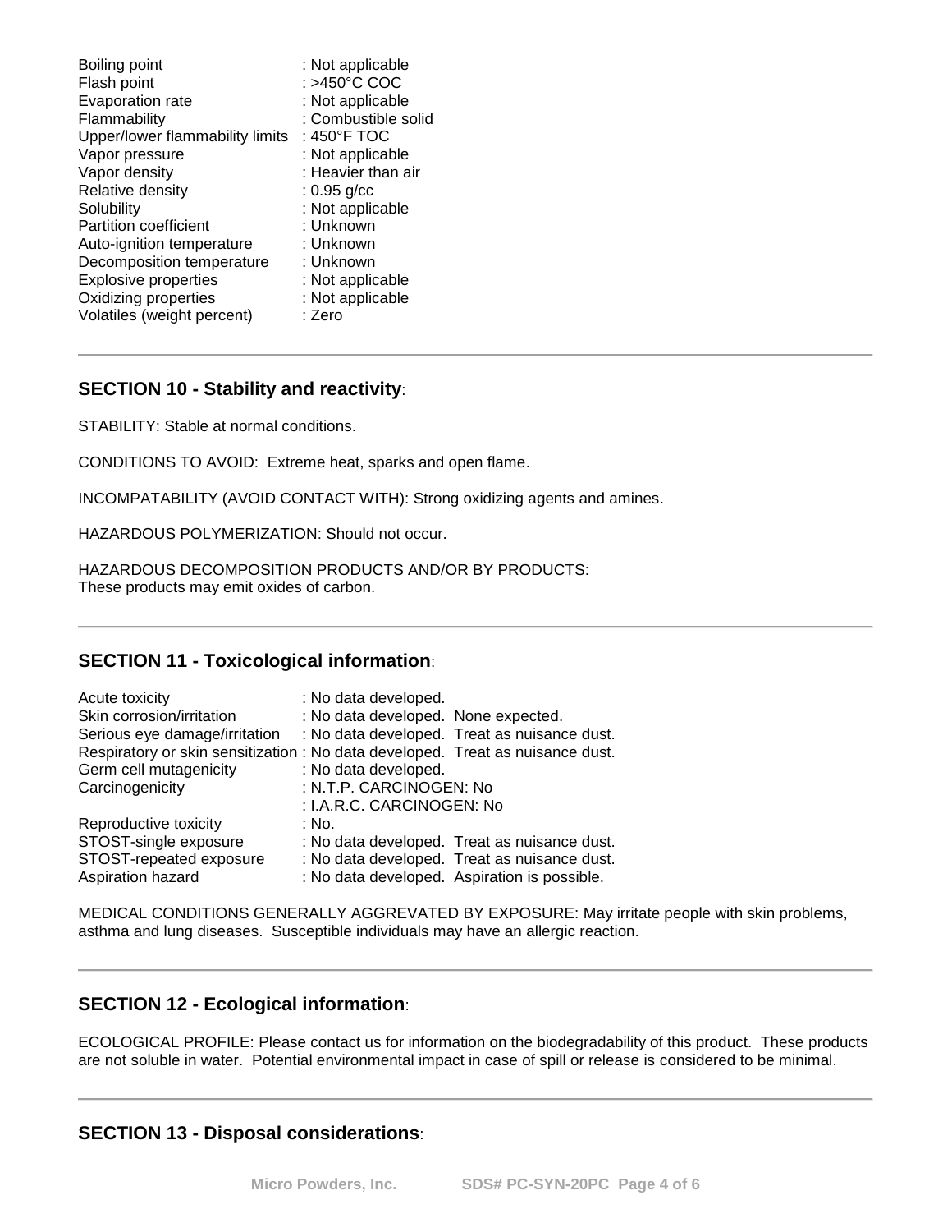| | |
|---|---|
| Boiling point | : Not applicable |
| Flash point | : >450°C COC |
| Evaporation rate | : Not applicable |
| Flammability | : Combustible solid |
| Upper/lower flammability limits | : 450°F TOC |
| Vapor pressure | : Not applicable |
| Vapor density | : Heavier than air |
| Relative density | : 0.95 g/cc |
| Solubility | : Not applicable |
| Partition coefficient | : Unknown |
| Auto-ignition temperature | : Unknown |
| Decomposition temperature | : Unknown |
| Explosive properties | : Not applicable |
| Oxidizing properties | : Not applicable |
| Volatiles (weight percent) | : Zero |

## SECTION 10 - Stability and reactivity:

STABILITY: Stable at normal conditions.

CONDITIONS TO AVOID: Extreme heat, sparks and open flame.

INCOMPATABILITY (AVOID CONTACT WITH): Strong oxidizing agents and amines.

HAZARDOUS POLYMERIZATION: Should not occur.

HAZARDOUS DECOMPOSITION PRODUCTS AND/OR BY PRODUCTS:
These products may emit oxides of carbon.

## SECTION 11 - Toxicological information:

| | |
|---|---|
| Acute toxicity | : No data developed. |
| Skin corrosion/irritation | : No data developed. None expected. |
| Serious eye damage/irritation | : No data developed. Treat as nuisance dust. |
| Respiratory or skin sensitization | : No data developed. Treat as nuisance dust. |
| Germ cell mutagenicity | : No data developed. |
| Carcinogenicity | : N.T.P. CARCINOGEN: No |
| | : I.A.R.C. CARCINOGEN: No |
| Reproductive toxicity | : No. |
| STOST-single exposure | : No data developed. Treat as nuisance dust. |
| STOST-repeated exposure | : No data developed. Treat as nuisance dust. |
| Aspiration hazard | : No data developed. Aspiration is possible. |

MEDICAL CONDITIONS GENERALLY AGGREVATED BY EXPOSURE: May irritate people with skin problems, asthma and lung diseases. Susceptible individuals may have an allergic reaction.

## SECTION 12 - Ecological information:

ECOLOGICAL PROFILE: Please contact us for information on the biodegradability of this product. These products are not soluble in water. Potential environmental impact in case of spill or release is considered to be minimal.

## SECTION 13 - Disposal considerations: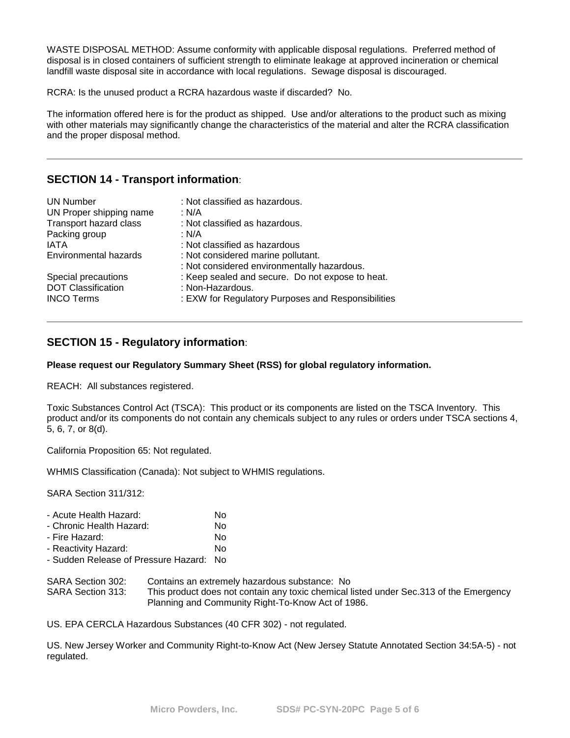WASTE DISPOSAL METHOD: Assume conformity with applicable disposal regulations. Preferred method of disposal is in closed containers of sufficient strength to eliminate leakage at approved incineration or chemical landfill waste disposal site in accordance with local regulations. Sewage disposal is discouraged.

RCRA: Is the unused product a RCRA hazardous waste if discarded? No.

The information offered here is for the product as shipped. Use and/or alterations to the product such as mixing with other materials may significantly change the characteristics of the material and alter the RCRA classification and the proper disposal method.

## SECTION 14 - Transport information:

| | |
|---|---|
| UN Number | : Not classified as hazardous. |
| UN Proper shipping name | : N/A |
| Transport hazard class | : Not classified as hazardous. |
| Packing group | : N/A |
| IATA | : Not classified as hazardous |
| Environmental hazards | : Not considered marine pollutant. |
| | : Not considered environmentally hazardous. |
| Special precautions | : Keep sealed and secure. Do not expose to heat. |
| DOT Classification | : Non-Hazardous. |
| INCO Terms | : EXW for Regulatory Purposes and Responsibilities |

## SECTION 15 - Regulatory information:

**Please request our Regulatory Summary Sheet (RSS) for global regulatory information.**

REACH: All substances registered.

Toxic Substances Control Act (TSCA): This product or its components are listed on the TSCA Inventory. This product and/or its components do not contain any chemicals subject to any rules or orders under TSCA sections 4, 5, 6, 7, or 8(d).

California Proposition 65: Not regulated.

WHMIS Classification (Canada): Not subject to WHMIS regulations.

SARA Section 311/312:

| | |
|---|---|
| - Acute Health Hazard: | No |
| - Chronic Health Hazard: | No |
| - Fire Hazard: | No |
| - Reactivity Hazard: | No |
| - Sudden Release of Pressure Hazard: | No |

| | |
|---|---|
| SARA Section 302: | Contains an extremely hazardous substance: No |
| SARA Section 313: | This product does not contain any toxic chemical listed under Sec.313 of the Emergency Planning and Community Right-To-Know Act of 1986. |

US. EPA CERCLA Hazardous Substances (40 CFR 302) - not regulated.

US. New Jersey Worker and Community Right-to-Know Act (New Jersey Statute Annotated Section 34:5A-5) - not regulated.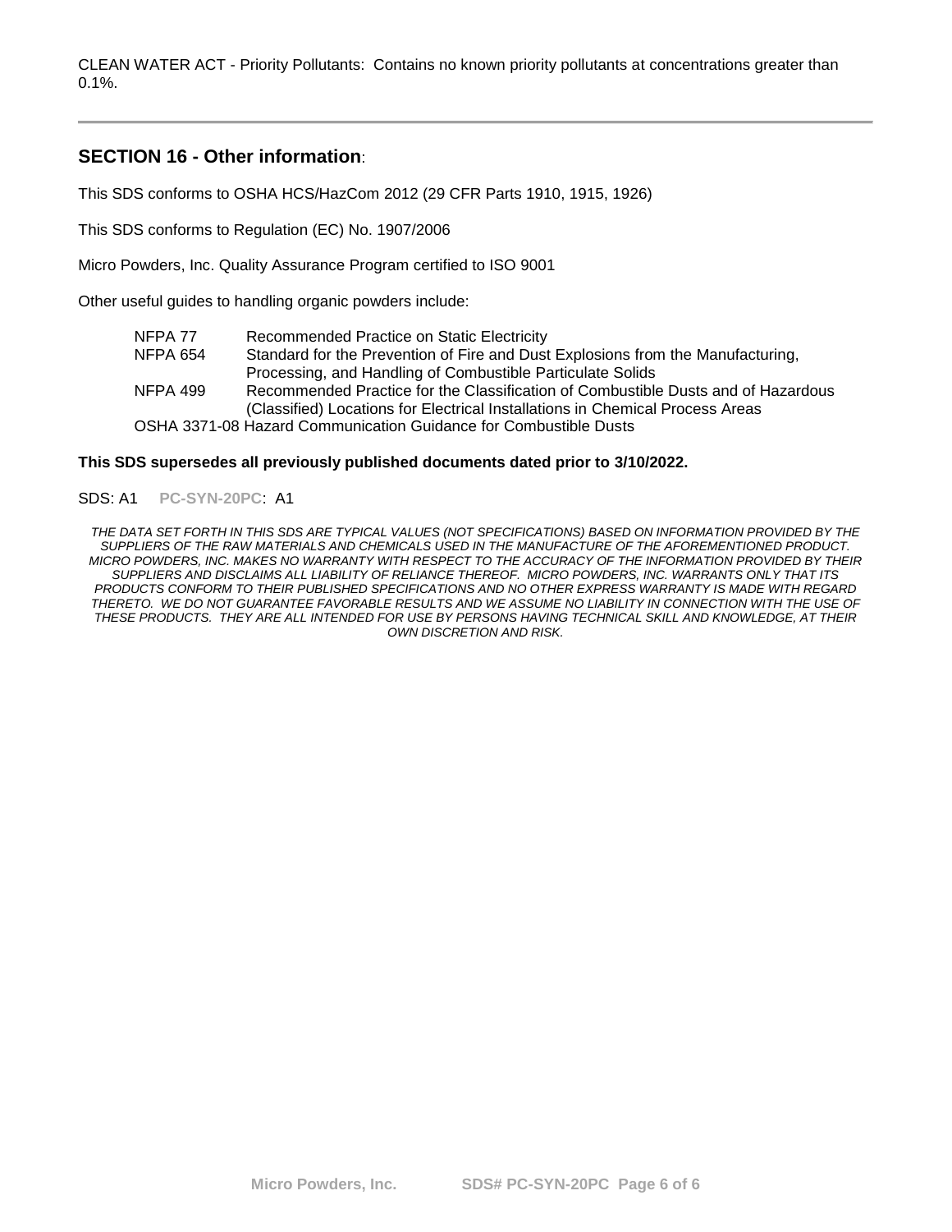CLEAN WATER ACT - Priority Pollutants: Contains no known priority pollutants at concentrations greater than 0.1%.

## SECTION 16 - Other information:

This SDS conforms to OSHA HCS/HazCom 2012 (29 CFR Parts 1910, 1915, 1926)

This SDS conforms to Regulation (EC) No. 1907/2006

Micro Powders, Inc. Quality Assurance Program certified to ISO 9001

Other useful guides to handling organic powders include:

| | |
|---|---|
| NFPA 77 | Recommended Practice on Static Electricity |
| NFPA 654 | Standard for the Prevention of Fire and Dust Explosions from the Manufacturing, Processing, and Handling of Combustible Particulate Solids |
| NFPA 499 | Recommended Practice for the Classification of Combustible Dusts and of Hazardous (Classified) Locations for Electrical Installations in Chemical Process Areas |

OSHA 3371-08 Hazard Communication Guidance for Combustible Dusts

**This SDS supersedes all previously published documents dated prior to 3/10/2022.**

SDS: A1 **PC-SYN-20PC**: A1

*THE DATA SET FORTH IN THIS SDS ARE TYPICAL VALUES (NOT SPECIFICATIONS) BASED ON INFORMATION PROVIDED BY THE SUPPLIERS OF THE RAW MATERIALS AND CHEMICALS USED IN THE MANUFACTURE OF THE AFOREMENTIONED PRODUCT. MICRO POWDERS, INC. MAKES NO WARRANTY WITH RESPECT TO THE ACCURACY OF THE INFORMATION PROVIDED BY THEIR SUPPLIERS AND DISCLAIMS ALL LIABILITY OF RELIANCE THEREOF. MICRO POWDERS, INC. WARRANTS ONLY THAT ITS PRODUCTS CONFORM TO THEIR PUBLISHED SPECIFICATIONS AND NO OTHER EXPRESS WARRANTY IS MADE WITH REGARD THERETO. WE DO NOT GUARANTEE FAVORABLE RESULTS AND WE ASSUME NO LIABILITY IN CONNECTION WITH THE USE OF THESE PRODUCTS. THEY ARE ALL INTENDED FOR USE BY PERSONS HAVING TECHNICAL SKILL AND KNOWLEDGE, AT THEIR OWN DISCRETION AND RISK.*